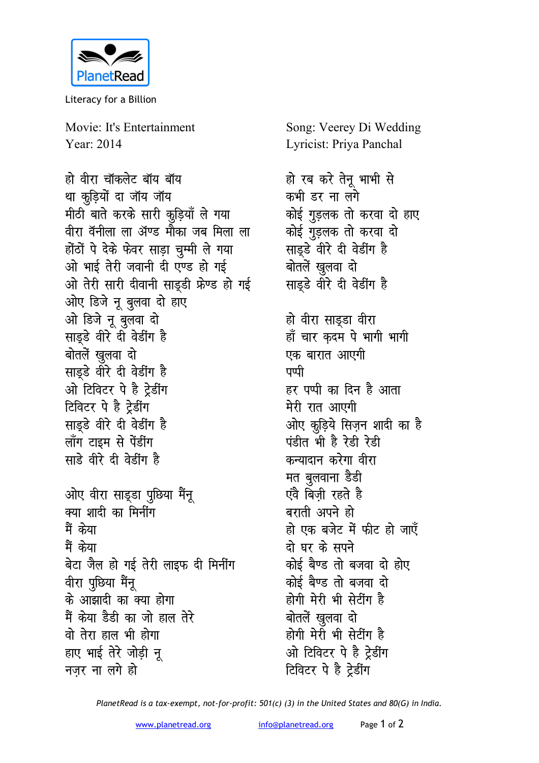PlanetRead

Literacy for a Billion

Movie: It's Entertainment
Year: 2014

Song: Veerey Di Wedding
Lyricist: Priya Panchal

हो वीरा चॉकलेट बॉय बॉय
था कुड़ियों दा जॉय जॉय
मीठी बाते करके सारी कुड़ियाँ ले गया
वीरा वॅनीला ला ॲण्ड मौका जब मिला ला
होंठों पे देके फेवर साड़ा चुम्मी ले गया
ओ भाई तेरी जवानी दी एण्ड हो गई
ओ तेरी सारी दीवानी साड्डी फ्रेण्ड हो गई
ओए डिजे नू बुलवा दो हाए
ओ डिजे नू बुलवा दो
साड्डे वीरे दी वेडींग है
बोतलें खुलवा दो
साड्डे वीरे दी वेडींग है
ओ टिविटर पे है ट्रेडींग
टिविटर पे है ट्रेडींग
साड्डे वीरे दी वेडींग है
लॉंग टाइम से पेंडींग
साडे वीरे दी वेडींग है

ओए वीरा साड्डा पुछिया मैंनू
क्या शादी का मिनींग
मैं केया
मैं केया
बेटा जैल हो गई तेरी लाइफ दी मिनींग
वीरा पुछिया मैंनू
के आझादी का क्या होगा
मैं केया डैडी का जो हाल तेरे
वो तेरा हाल भी होगा
हाए भाई तेरे जोड़ी नू
नज़र ना लगे हो

हो रब करे तेनू भाभी से
कभी डर ना लगे
कोई गुड़लक तो करवा दो हाए
कोई गुड़लक तो करवा दो
साड्डे वीरे दी वेडींग है
बोतलें खुलवा दो
साड्डे वीरे दी वेडींग है

हो वीरा साड्डा वीरा
हाँ चार क़दम पे भागी भागी
एक बारात आएगी
पप्पी
हर पप्पी का दिन है आता
मेरी रात आएगी
ओए कुड़िये सिज़न शादी का है
पंडीत भी है रेडी रेडी
कन्यादान करेगा वीरा
मत बुलवाना डैडी
एंवे बिज़ी रहते है
बराती अपने हो
हो एक बजेट में फीट हो जाएँ
दो घर के सपने
कोई बैण्ड तो बजवा दो होए
कोई बैण्ड तो बजवा दो
होगी मेरी भी सेटींग है
बोतलें खुलवा दो
होगी मेरी भी सेटींग है
ओ टिविटर पे है ट्रेडींग
टिविटर पे है ट्रेडींग

*PlanetRead is a tax-exempt, not-for-profit: 501(c) (3) in the United States and 80(G) in India.*

www.planetread.org info@planetread.org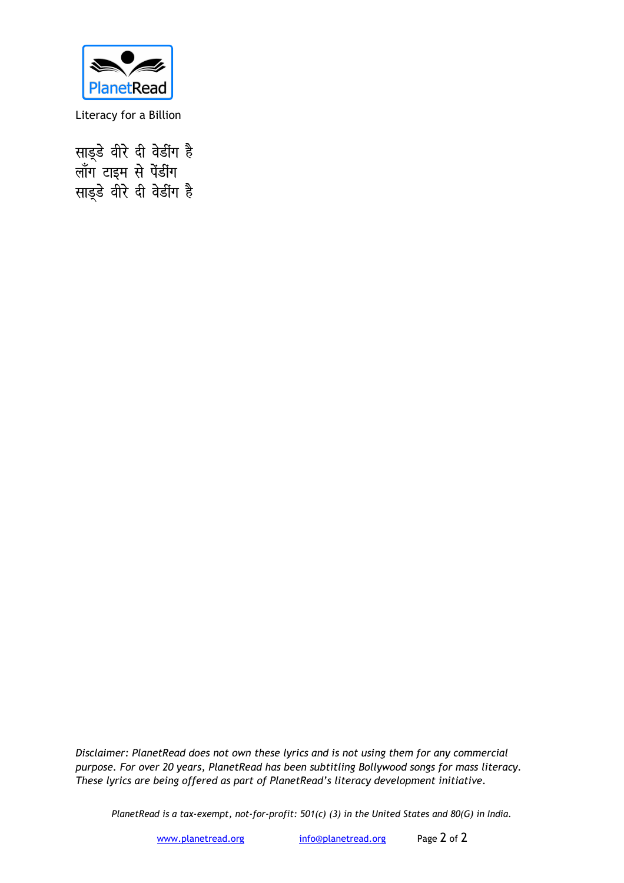PlanetRead

Literacy for a Billion

साड्डे वीरे दी वेडींग है
लॉंग टाइम से पेंडींग
साड्डे वीरे दी वेडींग है

*Disclaimer: PlanetRead does not own these lyrics and is not using them for any commercial purpose. For over 20 years, PlanetRead has been subtitling Bollywood songs for mass literacy. These lyrics are being offered as part of PlanetRead's literacy development initiative.*

*PlanetRead is a tax-exempt, not-for-profit: 501(c) (3) in the United States and 80(G) in India.*

www.planetread.org info@planetread.org